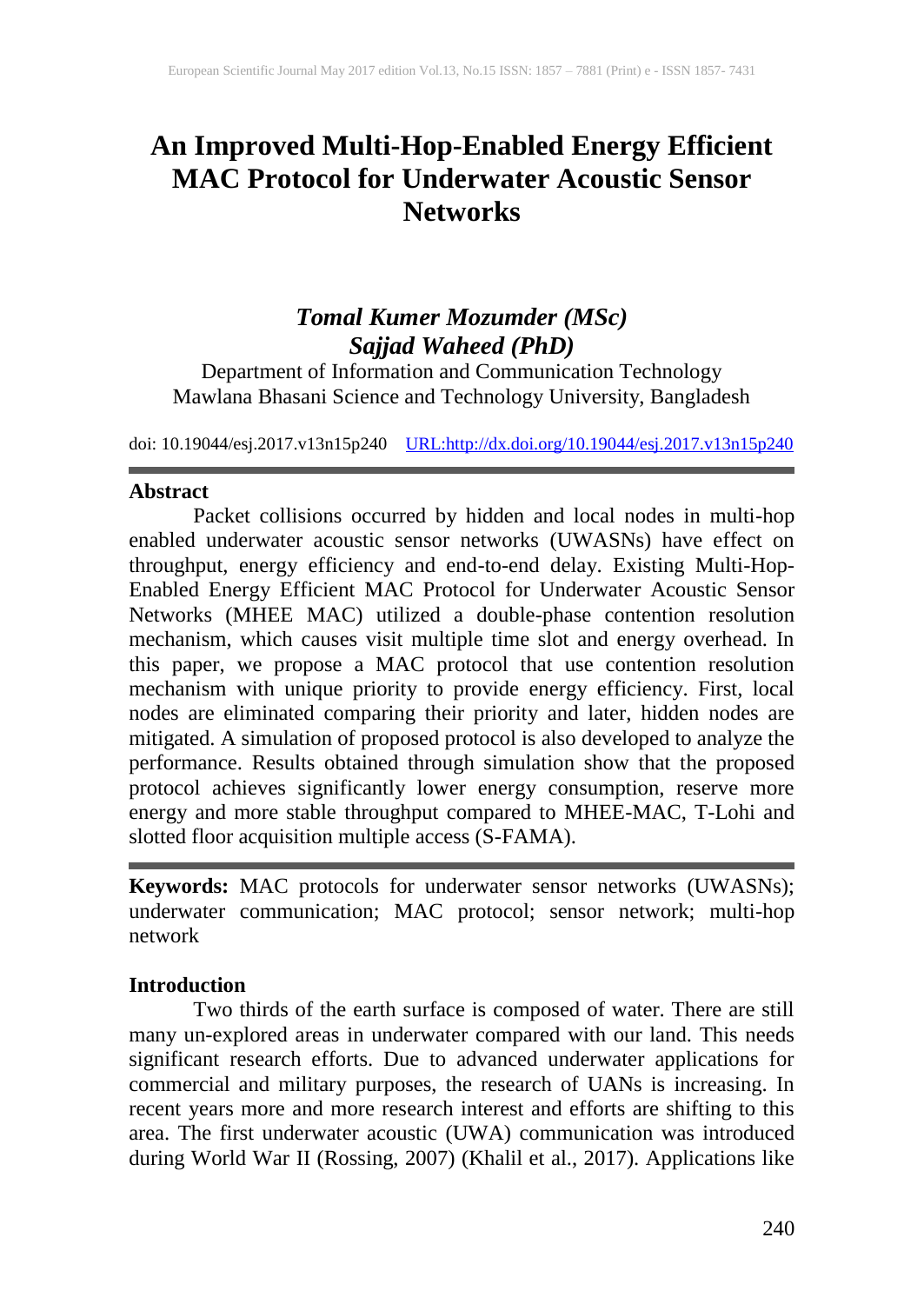# An Improved Multi-Hop-Enabled Energy Efficient MAC Protocol for Underwater Acoustic Sensor Networks

***Tomal Kumer Mozumder (MSc)***
***Sajjad Waheed (PhD)***

Department of Information and Communication Technology
Mawlana Bhasani Science and Technology University, Bangladesh

doi: 10.19044/esj.2017.v13n15p240 URL:http://dx.doi.org/10.19044/esj.2017.v13n15p240

## Abstract

Packet collisions occurred by hidden and local nodes in multi-hop enabled underwater acoustic sensor networks (UWASNs) have effect on throughput, energy efficiency and end-to-end delay. Existing Multi-Hop-Enabled Energy Efficient MAC Protocol for Underwater Acoustic Sensor Networks (MHEE MAC) utilized a double-phase contention resolution mechanism, which causes visit multiple time slot and energy overhead. In this paper, we propose a MAC protocol that use contention resolution mechanism with unique priority to provide energy efficiency. First, local nodes are eliminated comparing their priority and later, hidden nodes are mitigated. A simulation of proposed protocol is also developed to analyze the performance. Results obtained through simulation show that the proposed protocol achieves significantly lower energy consumption, reserve more energy and more stable throughput compared to MHEE-MAC, T-Lohi and slotted floor acquisition multiple access (S-FAMA).

**Keywords:** MAC protocols for underwater sensor networks (UWASNs); underwater communication; MAC protocol; sensor network; multi-hop network

## Introduction

Two thirds of the earth surface is composed of water. There are still many un-explored areas in underwater compared with our land. This needs significant research efforts. Due to advanced underwater applications for commercial and military purposes, the research of UANs is increasing. In recent years more and more research interest and efforts are shifting to this area. The first underwater acoustic (UWA) communication was introduced during World War II (Rossing, 2007) (Khalil et al., 2017). Applications like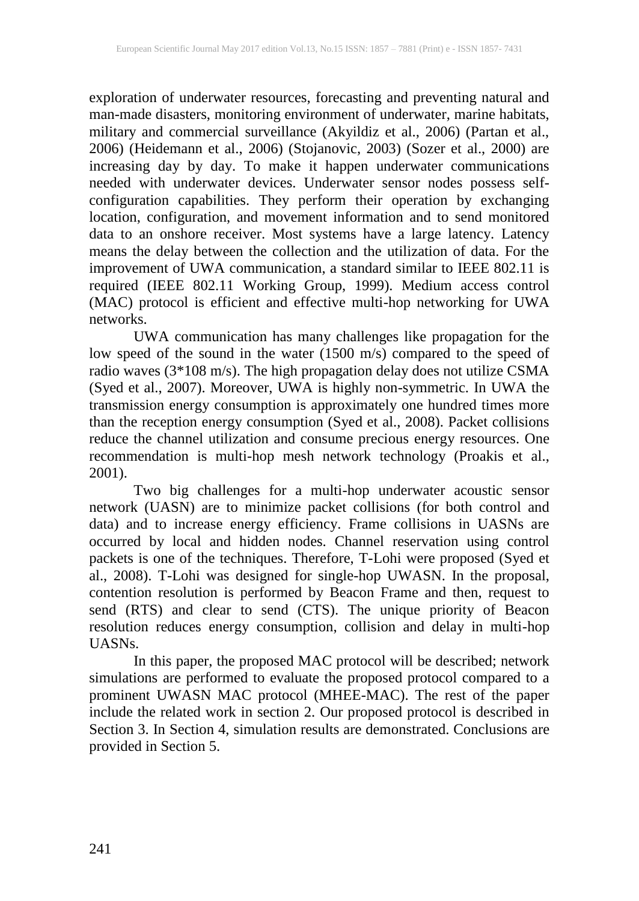exploration of underwater resources, forecasting and preventing natural and man-made disasters, monitoring environment of underwater, marine habitats, military and commercial surveillance (Akyildiz et al., 2006) (Partan et al., 2006) (Heidemann et al., 2006) (Stojanovic, 2003) (Sozer et al., 2000) are increasing day by day. To make it happen underwater communications needed with underwater devices. Underwater sensor nodes possess self-configuration capabilities. They perform their operation by exchanging location, configuration, and movement information and to send monitored data to an onshore receiver. Most systems have a large latency. Latency means the delay between the collection and the utilization of data. For the improvement of UWA communication, a standard similar to IEEE 802.11 is required (IEEE 802.11 Working Group, 1999). Medium access control (MAC) protocol is efficient and effective multi-hop networking for UWA networks.

UWA communication has many challenges like propagation for the low speed of the sound in the water (1500 m/s) compared to the speed of radio waves (3*108 m/s). The high propagation delay does not utilize CSMA (Syed et al., 2007). Moreover, UWA is highly non-symmetric. In UWA the transmission energy consumption is approximately one hundred times more than the reception energy consumption (Syed et al., 2008). Packet collisions reduce the channel utilization and consume precious energy resources. One recommendation is multi-hop mesh network technology (Proakis et al., 2001).

Two big challenges for a multi-hop underwater acoustic sensor network (UASN) are to minimize packet collisions (for both control and data) and to increase energy efficiency. Frame collisions in UASNs are occurred by local and hidden nodes. Channel reservation using control packets is one of the techniques. Therefore, T-Lohi were proposed (Syed et al., 2008). T-Lohi was designed for single-hop UWASN. In the proposal, contention resolution is performed by Beacon Frame and then, request to send (RTS) and clear to send (CTS). The unique priority of Beacon resolution reduces energy consumption, collision and delay in multi-hop UASNs.

In this paper, the proposed MAC protocol will be described; network simulations are performed to evaluate the proposed protocol compared to a prominent UWASN MAC protocol (MHEE-MAC). The rest of the paper include the related work in section 2. Our proposed protocol is described in Section 3. In Section 4, simulation results are demonstrated. Conclusions are provided in Section 5.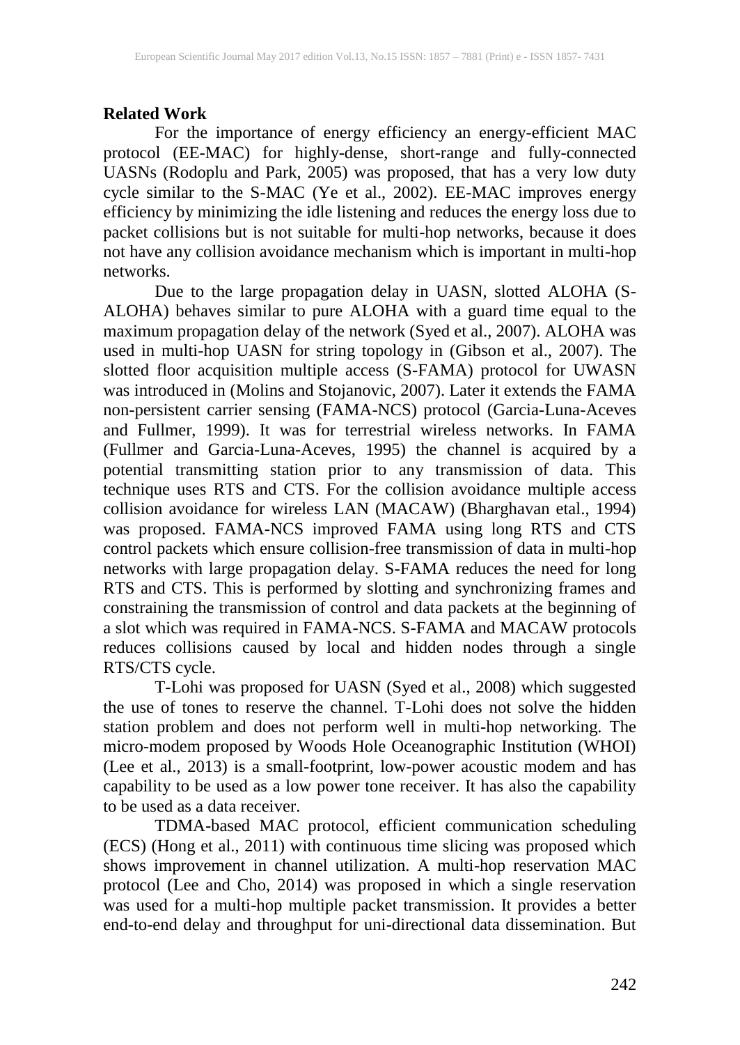## Related Work

For the importance of energy efficiency an energy-efficient MAC protocol (EE-MAC) for highly-dense, short-range and fully-connected UASNs (Rodoplu and Park, 2005) was proposed, that has a very low duty cycle similar to the S-MAC (Ye et al., 2002). EE-MAC improves energy efficiency by minimizing the idle listening and reduces the energy loss due to packet collisions but is not suitable for multi-hop networks, because it does not have any collision avoidance mechanism which is important in multi-hop networks.

Due to the large propagation delay in UASN, slotted ALOHA (S-ALOHA) behaves similar to pure ALOHA with a guard time equal to the maximum propagation delay of the network (Syed et al., 2007). ALOHA was used in multi-hop UASN for string topology in (Gibson et al., 2007). The slotted floor acquisition multiple access (S-FAMA) protocol for UWASN was introduced in (Molins and Stojanovic, 2007). Later it extends the FAMA non-persistent carrier sensing (FAMA-NCS) protocol (Garcia-Luna-Aceves and Fullmer, 1999). It was for terrestrial wireless networks. In FAMA (Fullmer and Garcia-Luna-Aceves, 1995) the channel is acquired by a potential transmitting station prior to any transmission of data. This technique uses RTS and CTS. For the collision avoidance multiple access collision avoidance for wireless LAN (MACAW) (Bharghavan etal., 1994) was proposed. FAMA-NCS improved FAMA using long RTS and CTS control packets which ensure collision-free transmission of data in multi-hop networks with large propagation delay. S-FAMA reduces the need for long RTS and CTS. This is performed by slotting and synchronizing frames and constraining the transmission of control and data packets at the beginning of a slot which was required in FAMA-NCS. S-FAMA and MACAW protocols reduces collisions caused by local and hidden nodes through a single RTS/CTS cycle.

T-Lohi was proposed for UASN (Syed et al., 2008) which suggested the use of tones to reserve the channel. T-Lohi does not solve the hidden station problem and does not perform well in multi-hop networking. The micro-modem proposed by Woods Hole Oceanographic Institution (WHOI) (Lee et al., 2013) is a small-footprint, low-power acoustic modem and has capability to be used as a low power tone receiver. It has also the capability to be used as a data receiver.

TDMA-based MAC protocol, efficient communication scheduling (ECS) (Hong et al., 2011) with continuous time slicing was proposed which shows improvement in channel utilization. A multi-hop reservation MAC protocol (Lee and Cho, 2014) was proposed in which a single reservation was used for a multi-hop multiple packet transmission. It provides a better end-to-end delay and throughput for uni-directional data dissemination. But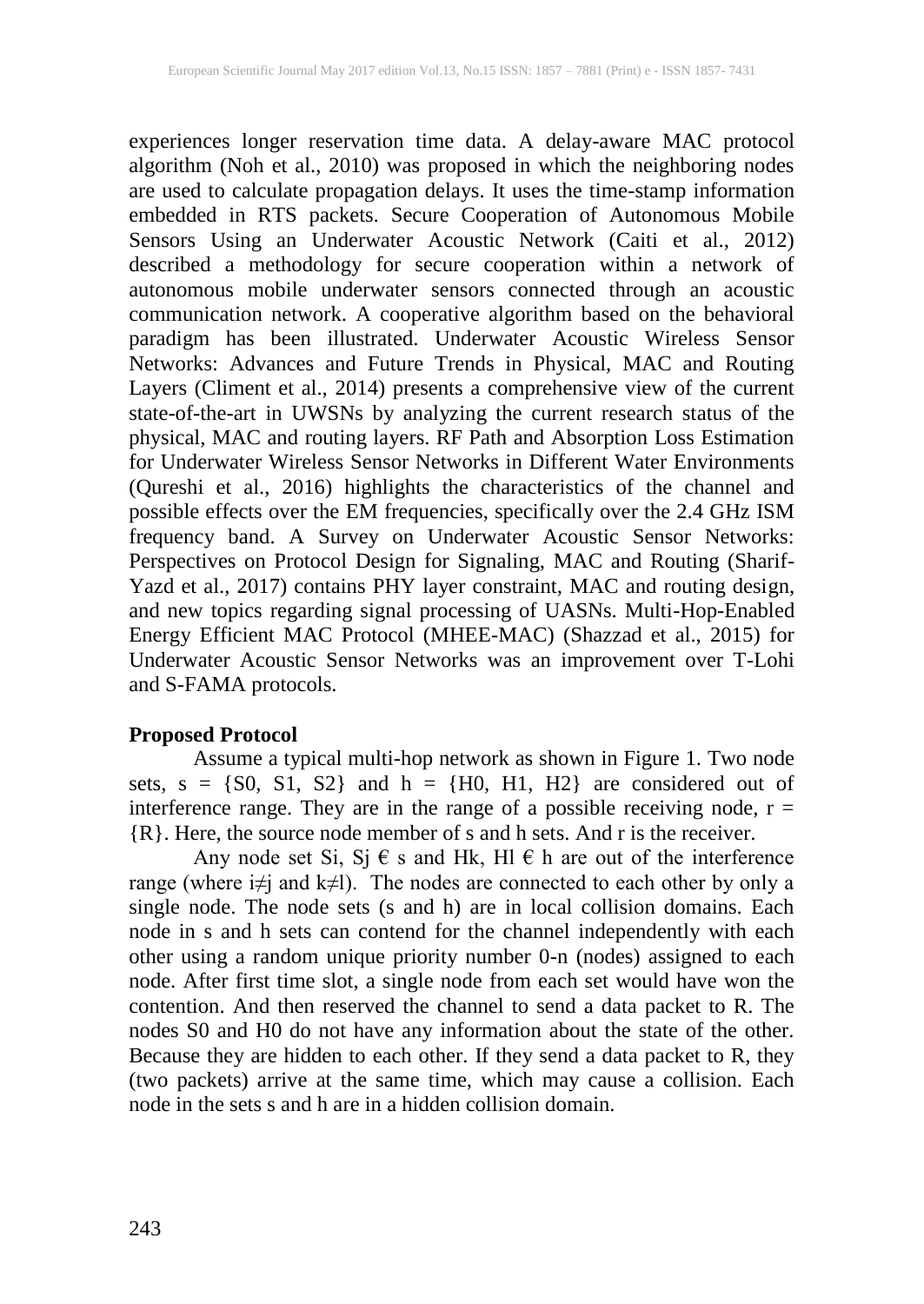experiences longer reservation time data. A delay-aware MAC protocol algorithm (Noh et al., 2010) was proposed in which the neighboring nodes are used to calculate propagation delays. It uses the time-stamp information embedded in RTS packets. Secure Cooperation of Autonomous Mobile Sensors Using an Underwater Acoustic Network (Caiti et al., 2012) described a methodology for secure cooperation within a network of autonomous mobile underwater sensors connected through an acoustic communication network. A cooperative algorithm based on the behavioral paradigm has been illustrated. Underwater Acoustic Wireless Sensor Networks: Advances and Future Trends in Physical, MAC and Routing Layers (Climent et al., 2014) presents a comprehensive view of the current state-of-the-art in UWSNs by analyzing the current research status of the physical, MAC and routing layers. RF Path and Absorption Loss Estimation for Underwater Wireless Sensor Networks in Different Water Environments (Qureshi et al., 2016) highlights the characteristics of the channel and possible effects over the EM frequencies, specifically over the 2.4 GHz ISM frequency band. A Survey on Underwater Acoustic Sensor Networks: Perspectives on Protocol Design for Signaling, MAC and Routing (Sharif-Yazd et al., 2017) contains PHY layer constraint, MAC and routing design, and new topics regarding signal processing of UASNs. Multi-Hop-Enabled Energy Efficient MAC Protocol (MHEE-MAC) (Shazzad et al., 2015) for Underwater Acoustic Sensor Networks was an improvement over T-Lohi and S-FAMA protocols.

**Proposed Protocol**

Assume a typical multi-hop network as shown in Figure 1. Two node sets, s = {S0, S1, S2} and h = {H0, H1, H2} are considered out of interference range. They are in the range of a possible receiving node, r = {R}. Here, the source node member of s and h sets. And r is the receiver.

Any node set Si, Sj € s and Hk, Hl € h are out of the interference range (where $i \neq j$ and $k \neq l$). The nodes are connected to each other by only a single node. The node sets (s and h) are in local collision domains. Each node in s and h sets can contend for the channel independently with each other using a random unique priority number 0-n (nodes) assigned to each node. After first time slot, a single node from each set would have won the contention. And then reserved the channel to send a data packet to R. The nodes S0 and H0 do not have any information about the state of the other. Because they are hidden to each other. If they send a data packet to R, they (two packets) arrive at the same time, which may cause a collision. Each node in the sets s and h are in a hidden collision domain.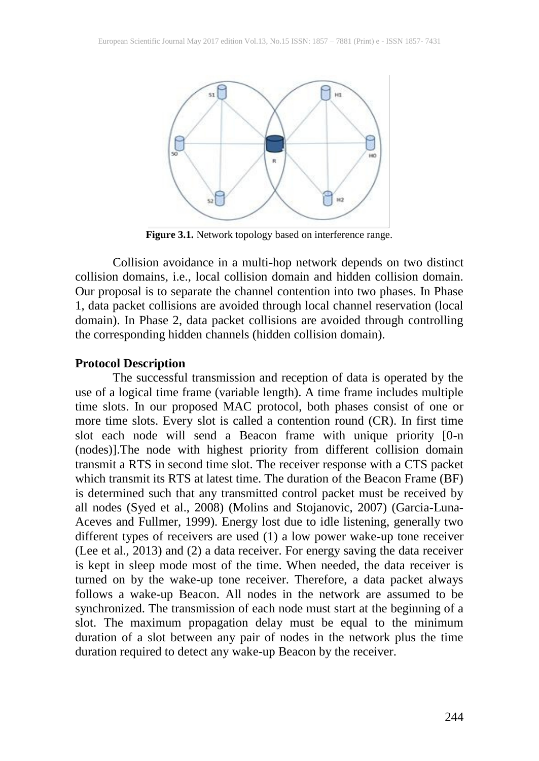**Figure 3.1.** Network topology based on interference range.

Collision avoidance in a multi-hop network depends on two distinct collision domains, i.e., local collision domain and hidden collision domain. Our proposal is to separate the channel contention into two phases. In Phase 1, data packet collisions are avoided through local channel reservation (local domain). In Phase 2, data packet collisions are avoided through controlling the corresponding hidden channels (hidden collision domain).

**Protocol Description**

The successful transmission and reception of data is operated by the use of a logical time frame (variable length). A time frame includes multiple time slots. In our proposed MAC protocol, both phases consist of one or more time slots. Every slot is called a contention round (CR). In first time slot each node will send a Beacon frame with unique priority [0-n (nodes)].The node with highest priority from different collision domain transmit a RTS in second time slot. The receiver response with a CTS packet which transmit its RTS at latest time. The duration of the Beacon Frame (BF) is determined such that any transmitted control packet must be received by all nodes (Syed et al., 2008) (Molins and Stojanovic, 2007) (Garcia-Luna-Aceves and Fullmer, 1999). Energy lost due to idle listening, generally two different types of receivers are used (1) a low power wake-up tone receiver (Lee et al., 2013) and (2) a data receiver. For energy saving the data receiver is kept in sleep mode most of the time. When needed, the data receiver is turned on by the wake-up tone receiver. Therefore, a data packet always follows a wake-up Beacon. All nodes in the network are assumed to be synchronized. The transmission of each node must start at the beginning of a slot. The maximum propagation delay must be equal to the minimum duration of a slot between any pair of nodes in the network plus the time duration required to detect any wake-up Beacon by the receiver.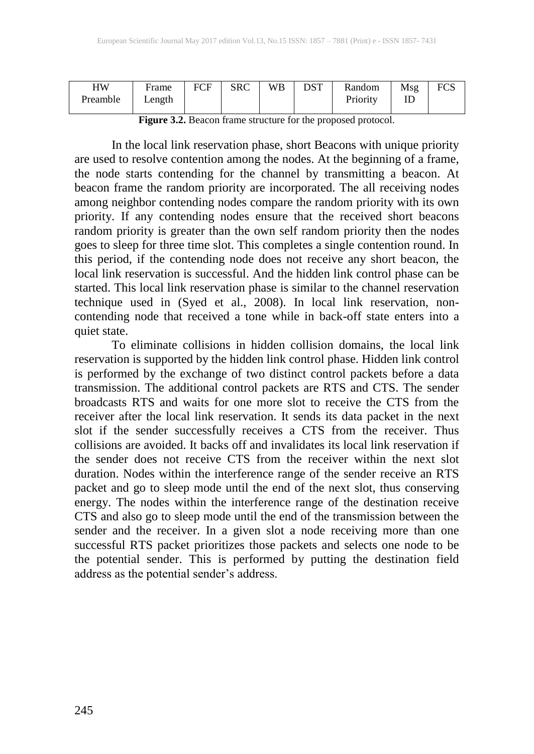| HW Preamble | Frame Length | FCF | SRC | WB | DST | Random Priority | Msg ID | FCS |
|---|---|---|---|---|---|---|---|---|
| | | | | | | | | |

**Figure 3.2.** Beacon frame structure for the proposed protocol.

In the local link reservation phase, short Beacons with unique priority are used to resolve contention among the nodes. At the beginning of a frame, the node starts contending for the channel by transmitting a beacon. At beacon frame the random priority are incorporated. The all receiving nodes among neighbor contending nodes compare the random priority with its own priority. If any contending nodes ensure that the received short beacons random priority is greater than the own self random priority then the nodes goes to sleep for three time slot. This completes a single contention round. In this period, if the contending node does not receive any short beacon, the local link reservation is successful. And the hidden link control phase can be started. This local link reservation phase is similar to the channel reservation technique used in (Syed et al., 2008). In local link reservation, non-contending node that received a tone while in back-off state enters into a quiet state.

To eliminate collisions in hidden collision domains, the local link reservation is supported by the hidden link control phase. Hidden link control is performed by the exchange of two distinct control packets before a data transmission. The additional control packets are RTS and CTS. The sender broadcasts RTS and waits for one more slot to receive the CTS from the receiver after the local link reservation. It sends its data packet in the next slot if the sender successfully receives a CTS from the receiver. Thus collisions are avoided. It backs off and invalidates its local link reservation if the sender does not receive CTS from the receiver within the next slot duration. Nodes within the interference range of the sender receive an RTS packet and go to sleep mode until the end of the next slot, thus conserving energy. The nodes within the interference range of the destination receive CTS and also go to sleep mode until the end of the transmission between the sender and the receiver. In a given slot a node receiving more than one successful RTS packet prioritizes those packets and selects one node to be the potential sender. This is performed by putting the destination field address as the potential sender's address.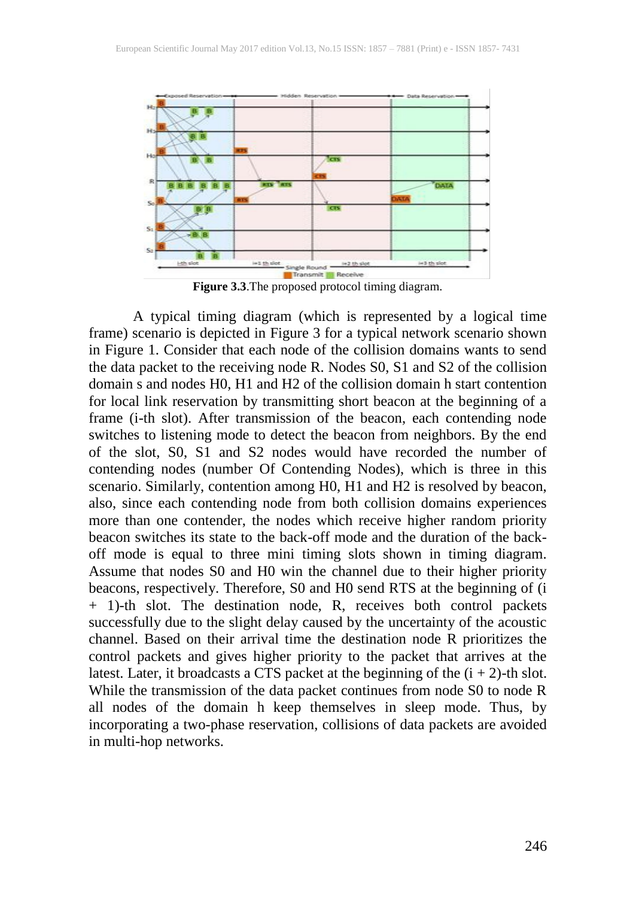**Figure 3.3**.The proposed protocol timing diagram.

A typical timing diagram (which is represented by a logical time frame) scenario is depicted in Figure 3 for a typical network scenario shown in Figure 1. Consider that each node of the collision domains wants to send the data packet to the receiving node R. Nodes S0, S1 and S2 of the collision domain s and nodes H0, H1 and H2 of the collision domain h start contention for local link reservation by transmitting short beacon at the beginning of a frame (i-th slot). After transmission of the beacon, each contending node switches to listening mode to detect the beacon from neighbors. By the end of the slot, S0, S1 and S2 nodes would have recorded the number of contending nodes (number Of Contending Nodes), which is three in this scenario. Similarly, contention among H0, H1 and H2 is resolved by beacon, also, since each contending node from both collision domains experiences more than one contender, the nodes which receive higher random priority beacon switches its state to the back-off mode and the duration of the back-off mode is equal to three mini timing slots shown in timing diagram. Assume that nodes S0 and H0 win the channel due to their higher priority beacons, respectively. Therefore, S0 and H0 send RTS at the beginning of (i + 1)-th slot. The destination node, R, receives both control packets successfully due to the slight delay caused by the uncertainty of the acoustic channel. Based on their arrival time the destination node R prioritizes the control packets and gives higher priority to the packet that arrives at the latest. Later, it broadcasts a CTS packet at the beginning of the (i + 2)-th slot. While the transmission of the data packet continues from node S0 to node R all nodes of the domain h keep themselves in sleep mode. Thus, by incorporating a two-phase reservation, collisions of data packets are avoided in multi-hop networks.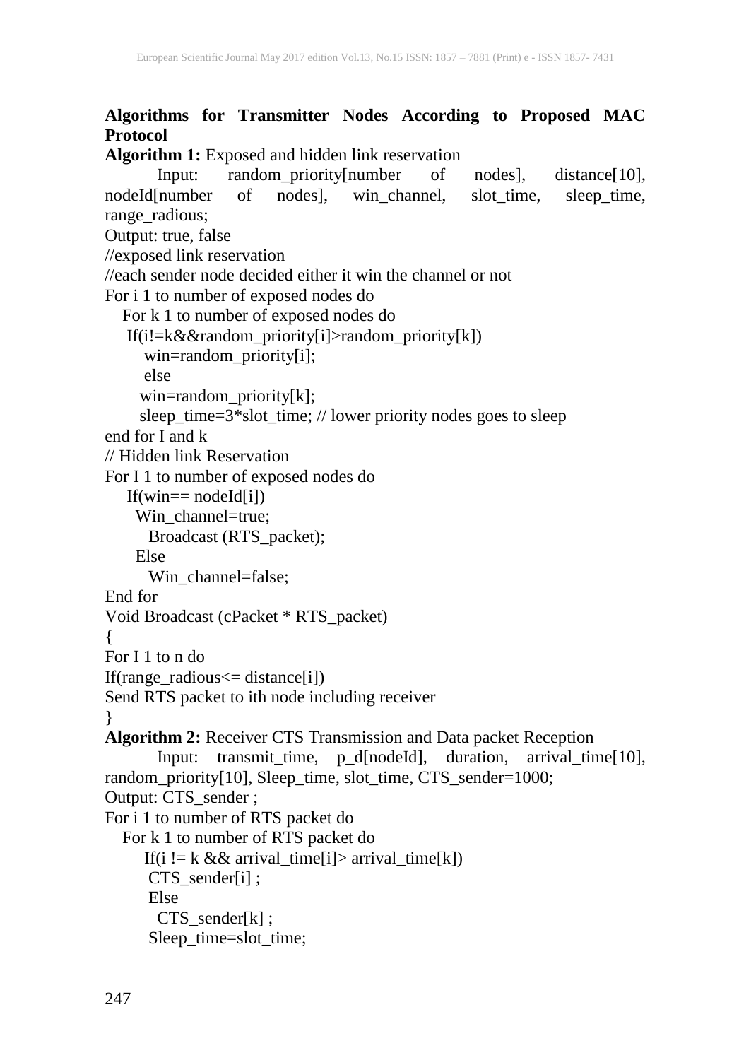**Algorithms for Transmitter Nodes According to Proposed MAC Protocol**

**Algorithm 1:** Exposed and hidden link reservation

Input: random_priority[number of nodes], distance[10], nodeId[number of nodes], win_channel, slot_time, sleep_time, range_radious;

Output: true, false

```
//exposed link reservation
//each sender node decided either it win the channel or not
For i 1 to number of exposed nodes do
   For k 1 to number of exposed nodes do
    If(i!=k&&random_priority[i]>random_priority[k])
       win=random_priority[i];
       else
      win=random_priority[k];
      sleep_time=3*slot_time; // lower priority nodes goes to sleep
end for I and k
// Hidden link Reservation
For I 1 to number of exposed nodes do
    If(win== nodeId[i])
     Win_channel=true;
       Broadcast (RTS_packet);
     Else
       Win_channel=false;
End for
Void Broadcast (cPacket * RTS_packet)
{
For I 1 to n do
If(range_radious<= distance[i])
Send RTS packet to ith node including receiver
}
```

**Algorithm 2:** Receiver CTS Transmission and Data packet Reception

Input: transmit_time, p_d[nodeId], duration, arrival_time[10], random_priority[10], Sleep_time, slot_time, CTS_sender=1000;

Output: CTS_sender ;

```
For i 1 to number of RTS packet do
   For k 1 to number of RTS packet do
      If(i != k && arrival_time[i]> arrival_time[k])
       CTS_sender[i] ;
       Else
         CTS_sender[k] ;
       Sleep_time=slot_time;
```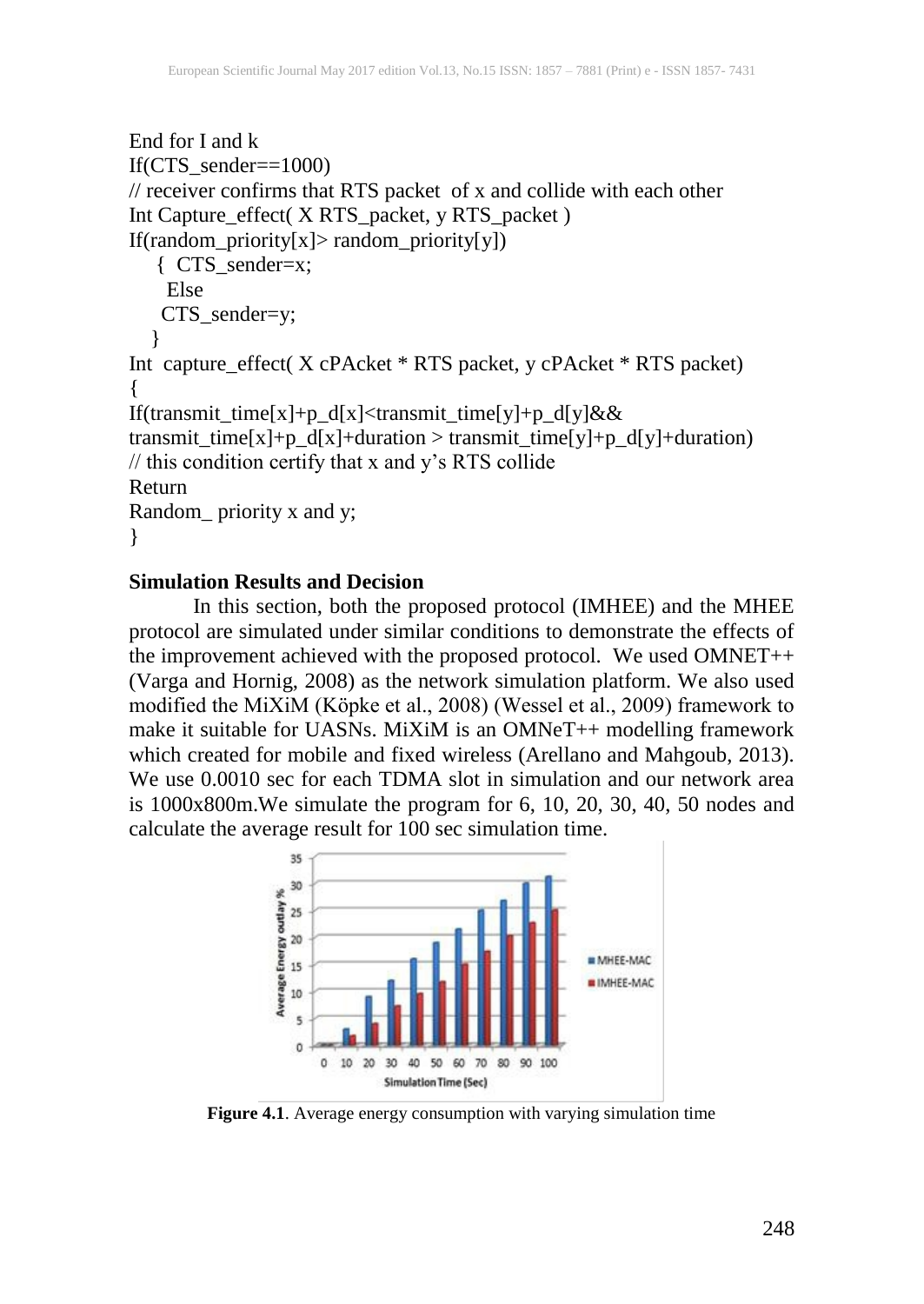```
End for I and k
If(CTS_sender==1000)
// receiver confirms that RTS packet  of x and collide with each other
Int Capture_effect( X RTS_packet, y RTS_packet )
If(random_priority[x]> random_priority[y])
   { CTS_sender=x;
     Else
    CTS_sender=y;
   }
Int  capture_effect( X cPAcket * RTS packet, y cPAcket * RTS packet)
{
If(transmit_time[x]+p_d[x]<transmit_time[y]+p_d[y]&&
transmit_time[x]+p_d[x]+duration > transmit_time[y]+p_d[y]+duration)
// this condition certify that x and y's RTS collide
Return
Random_ priority x and y;
}
```

**Simulation Results and Decision**

In this section, both the proposed protocol (IMHEE) and the MHEE protocol are simulated under similar conditions to demonstrate the effects of the improvement achieved with the proposed protocol. We used OMNET++ (Varga and Hornig, 2008) as the network simulation platform. We also used modified the MiXiM (Köpke et al., 2008) (Wessel et al., 2009) framework to make it suitable for UASNs. MiXiM is an OMNeT++ modelling framework which created for mobile and fixed wireless (Arellano and Mahgoub, 2013). We use 0.0010 sec for each TDMA slot in simulation and our network area is 1000x800m.We simulate the program for 6, 10, 20, 30, 40, 50 nodes and calculate the average result for 100 sec simulation time.

**Figure 4.1**. Average energy consumption with varying simulation time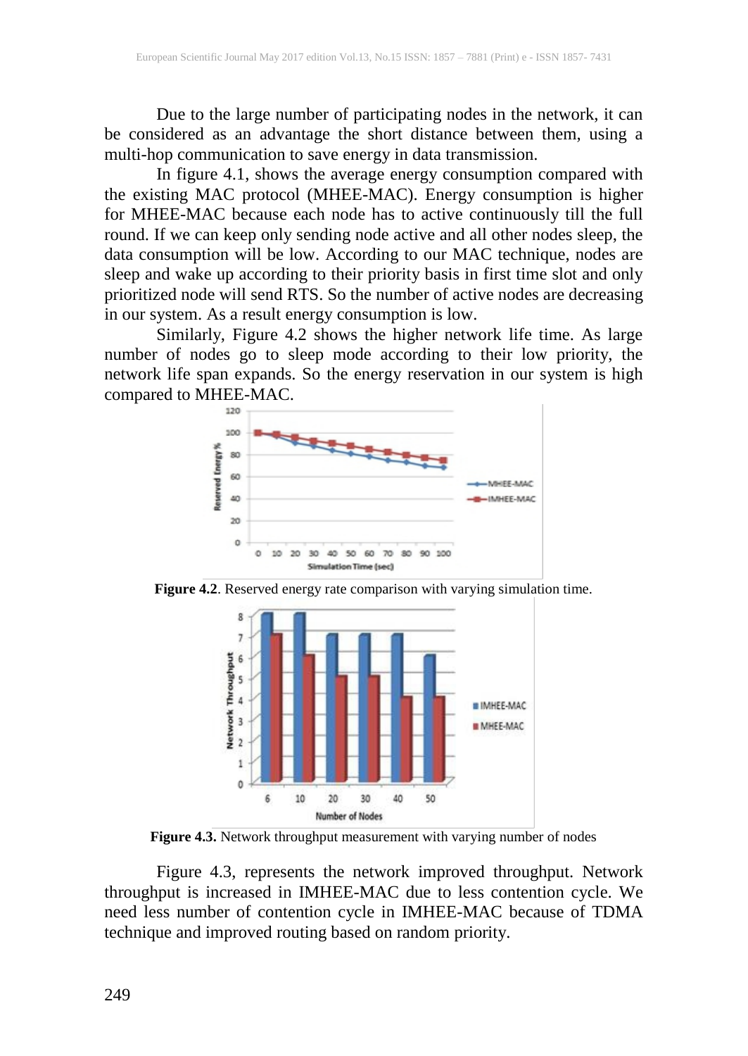Due to the large number of participating nodes in the network, it can be considered as an advantage the short distance between them, using a multi-hop communication to save energy in data transmission.

In figure 4.1, shows the average energy consumption compared with the existing MAC protocol (MHEE-MAC). Energy consumption is higher for MHEE-MAC because each node has to active continuously till the full round. If we can keep only sending node active and all other nodes sleep, the data consumption will be low. According to our MAC technique, nodes are sleep and wake up according to their priority basis in first time slot and only prioritized node will send RTS. So the number of active nodes are decreasing in our system. As a result energy consumption is low.

Similarly, Figure 4.2 shows the higher network life time. As large number of nodes go to sleep mode according to their low priority, the network life span expands. So the energy reservation in our system is high compared to MHEE-MAC.

**Figure 4.2**. Reserved energy rate comparison with varying simulation time.

**Figure 4.3.** Network throughput measurement with varying number of nodes

Figure 4.3, represents the network improved throughput. Network throughput is increased in IMHEE-MAC due to less contention cycle. We need less number of contention cycle in IMHEE-MAC because of TDMA technique and improved routing based on random priority.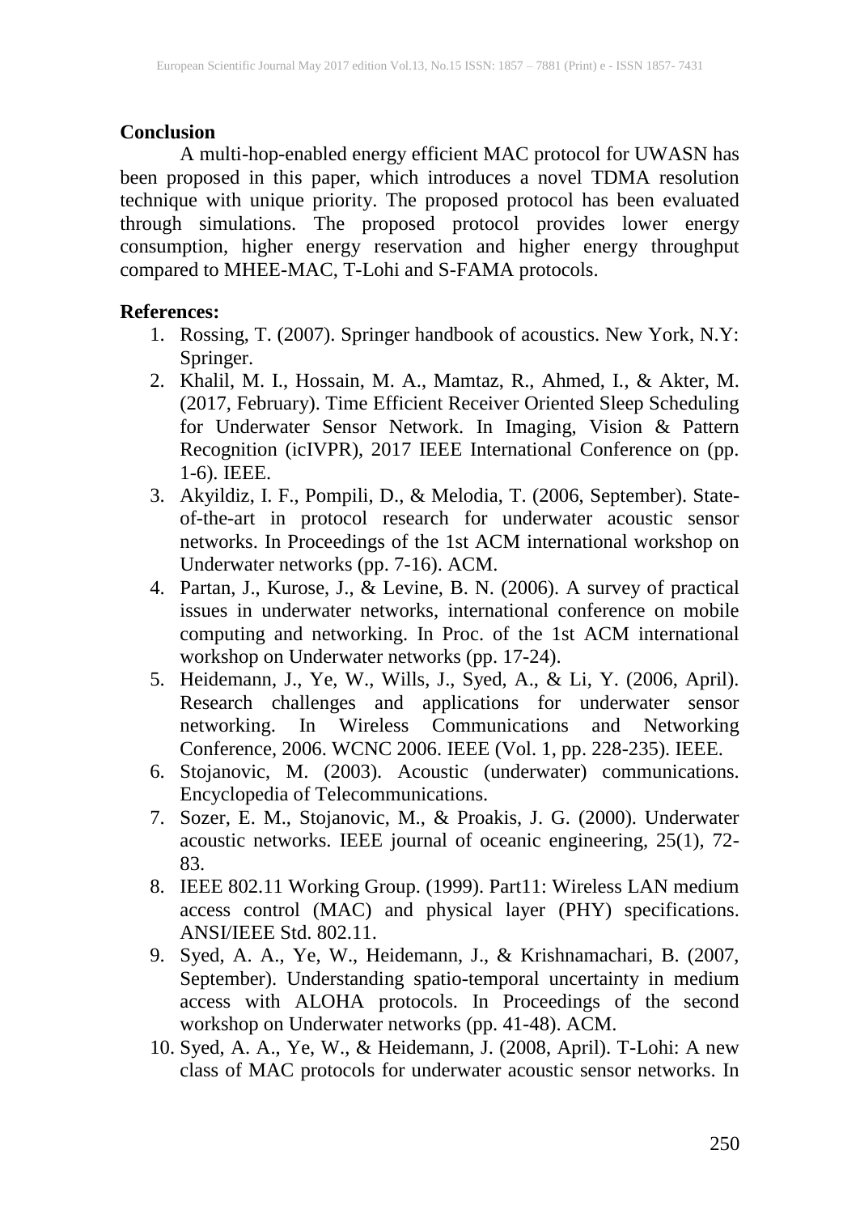## Conclusion

A multi-hop-enabled energy efficient MAC protocol for UWASN has been proposed in this paper, which introduces a novel TDMA resolution technique with unique priority. The proposed protocol has been evaluated through simulations. The proposed protocol provides lower energy consumption, higher energy reservation and higher energy throughput compared to MHEE-MAC, T-Lohi and S-FAMA protocols.

## References:

1. Rossing, T. (2007). Springer handbook of acoustics. New York, N.Y: Springer.
2. Khalil, M. I., Hossain, M. A., Mamtaz, R., Ahmed, I., & Akter, M. (2017, February). Time Efficient Receiver Oriented Sleep Scheduling for Underwater Sensor Network. In Imaging, Vision & Pattern Recognition (icIVPR), 2017 IEEE International Conference on (pp. 1-6). IEEE.
3. Akyildiz, I. F., Pompili, D., & Melodia, T. (2006, September). State-of-the-art in protocol research for underwater acoustic sensor networks. In Proceedings of the 1st ACM international workshop on Underwater networks (pp. 7-16). ACM.
4. Partan, J., Kurose, J., & Levine, B. N. (2006). A survey of practical issues in underwater networks, international conference on mobile computing and networking. In Proc. of the 1st ACM international workshop on Underwater networks (pp. 17-24).
5. Heidemann, J., Ye, W., Wills, J., Syed, A., & Li, Y. (2006, April). Research challenges and applications for underwater sensor networking. In Wireless Communications and Networking Conference, 2006. WCNC 2006. IEEE (Vol. 1, pp. 228-235). IEEE.
6. Stojanovic, M. (2003). Acoustic (underwater) communications. Encyclopedia of Telecommunications.
7. Sozer, E. M., Stojanovic, M., & Proakis, J. G. (2000). Underwater acoustic networks. IEEE journal of oceanic engineering, 25(1), 72-83.
8. IEEE 802.11 Working Group. (1999). Part11: Wireless LAN medium access control (MAC) and physical layer (PHY) specifications. ANSI/IEEE Std. 802.11.
9. Syed, A. A., Ye, W., Heidemann, J., & Krishnamachari, B. (2007, September). Understanding spatio-temporal uncertainty in medium access with ALOHA protocols. In Proceedings of the second workshop on Underwater networks (pp. 41-48). ACM.
10. Syed, A. A., Ye, W., & Heidemann, J. (2008, April). T-Lohi: A new class of MAC protocols for underwater acoustic sensor networks. In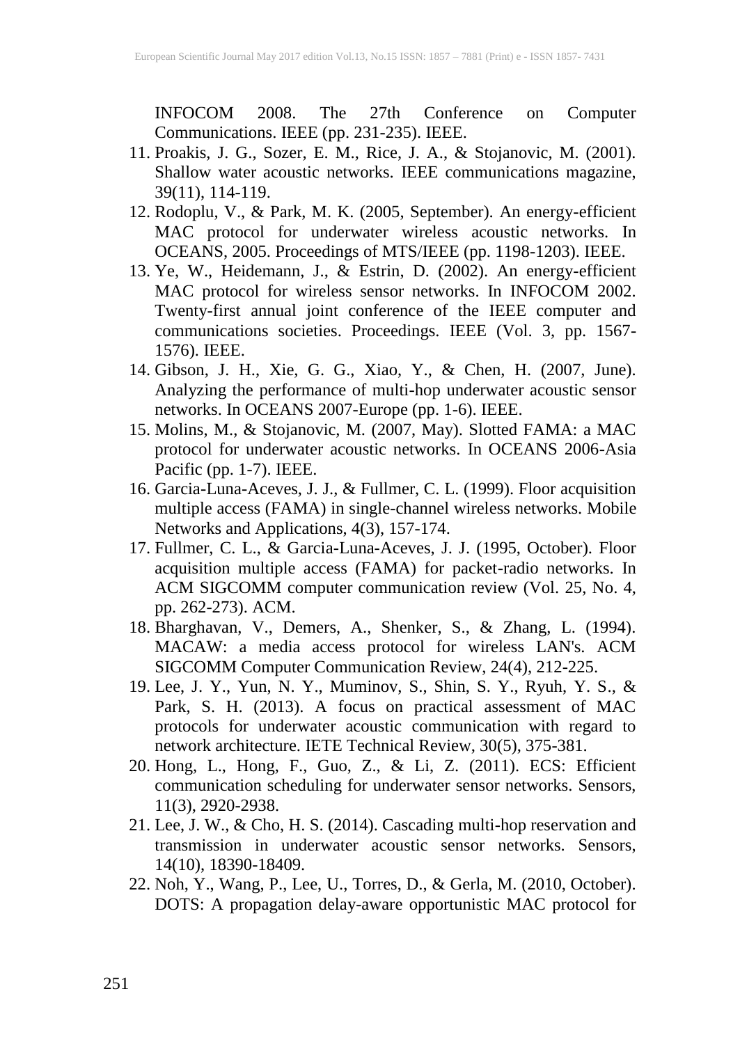INFOCOM 2008. The 27th Conference on Computer Communications. IEEE (pp. 231-235). IEEE.

11. Proakis, J. G., Sozer, E. M., Rice, J. A., & Stojanovic, M. (2001). Shallow water acoustic networks. IEEE communications magazine, 39(11), 114-119.
12. Rodoplu, V., & Park, M. K. (2005, September). An energy-efficient MAC protocol for underwater wireless acoustic networks. In OCEANS, 2005. Proceedings of MTS/IEEE (pp. 1198-1203). IEEE.
13. Ye, W., Heidemann, J., & Estrin, D. (2002). An energy-efficient MAC protocol for wireless sensor networks. In INFOCOM 2002. Twenty-first annual joint conference of the IEEE computer and communications societies. Proceedings. IEEE (Vol. 3, pp. 1567-1576). IEEE.
14. Gibson, J. H., Xie, G. G., Xiao, Y., & Chen, H. (2007, June). Analyzing the performance of multi-hop underwater acoustic sensor networks. In OCEANS 2007-Europe (pp. 1-6). IEEE.
15. Molins, M., & Stojanovic, M. (2007, May). Slotted FAMA: a MAC protocol for underwater acoustic networks. In OCEANS 2006-Asia Pacific (pp. 1-7). IEEE.
16. Garcia-Luna-Aceves, J. J., & Fullmer, C. L. (1999). Floor acquisition multiple access (FAMA) in single-channel wireless networks. Mobile Networks and Applications, 4(3), 157-174.
17. Fullmer, C. L., & Garcia-Luna-Aceves, J. J. (1995, October). Floor acquisition multiple access (FAMA) for packet-radio networks. In ACM SIGCOMM computer communication review (Vol. 25, No. 4, pp. 262-273). ACM.
18. Bharghavan, V., Demers, A., Shenker, S., & Zhang, L. (1994). MACAW: a media access protocol for wireless LAN's. ACM SIGCOMM Computer Communication Review, 24(4), 212-225.
19. Lee, J. Y., Yun, N. Y., Muminov, S., Shin, S. Y., Ryuh, Y. S., & Park, S. H. (2013). A focus on practical assessment of MAC protocols for underwater acoustic communication with regard to network architecture. IETE Technical Review, 30(5), 375-381.
20. Hong, L., Hong, F., Guo, Z., & Li, Z. (2011). ECS: Efficient communication scheduling for underwater sensor networks. Sensors, 11(3), 2920-2938.
21. Lee, J. W., & Cho, H. S. (2014). Cascading multi-hop reservation and transmission in underwater acoustic sensor networks. Sensors, 14(10), 18390-18409.
22. Noh, Y., Wang, P., Lee, U., Torres, D., & Gerla, M. (2010, October). DOTS: A propagation delay-aware opportunistic MAC protocol for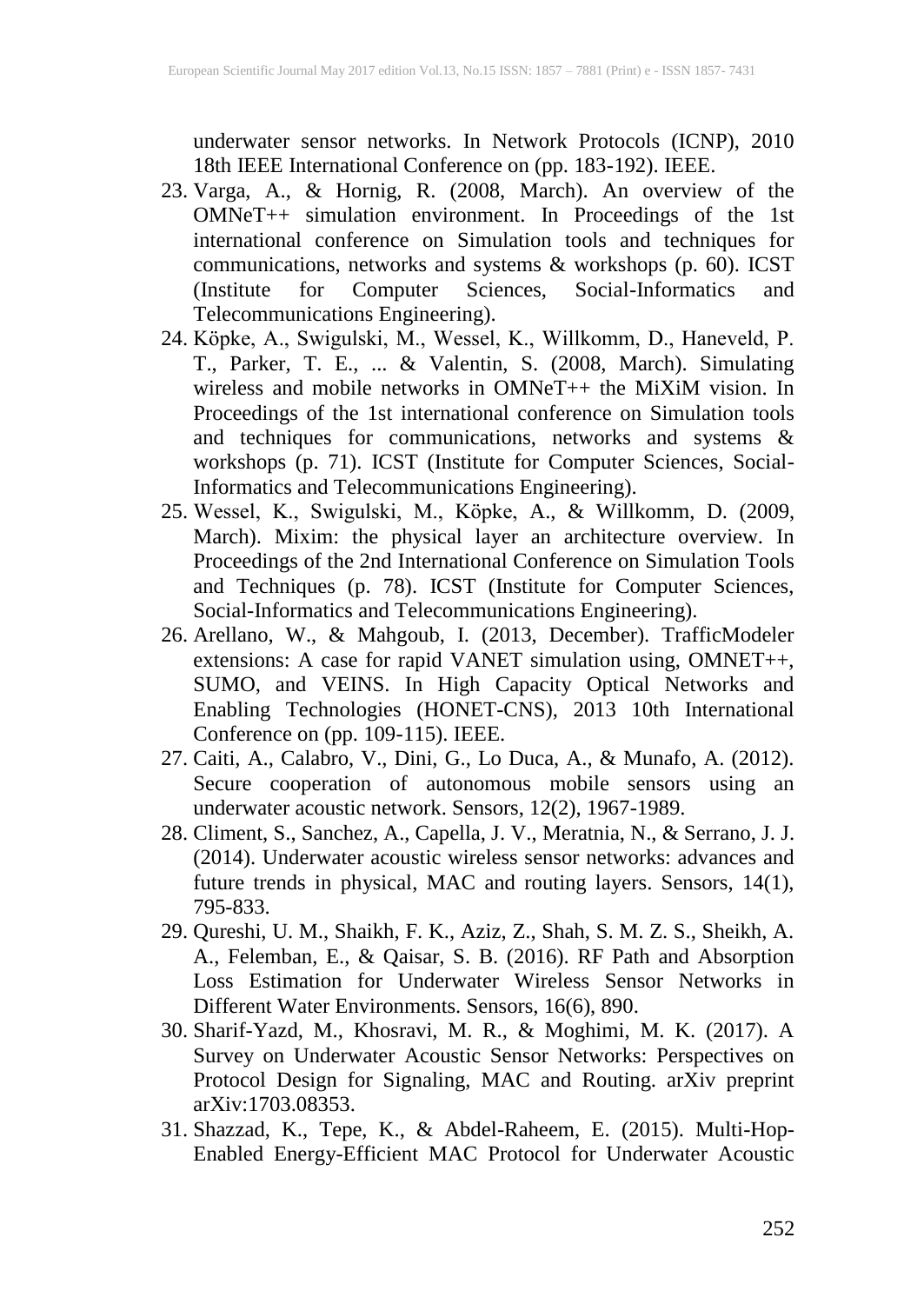underwater sensor networks. In Network Protocols (ICNP), 2010 18th IEEE International Conference on (pp. 183-192). IEEE.

23. Varga, A., & Hornig, R. (2008, March). An overview of the OMNeT++ simulation environment. In Proceedings of the 1st international conference on Simulation tools and techniques for communications, networks and systems & workshops (p. 60). ICST (Institute for Computer Sciences, Social-Informatics and Telecommunications Engineering).
24. Köpke, A., Swigulski, M., Wessel, K., Willkomm, D., Haneveld, P. T., Parker, T. E., ... & Valentin, S. (2008, March). Simulating wireless and mobile networks in OMNeT++ the MiXiM vision. In Proceedings of the 1st international conference on Simulation tools and techniques for communications, networks and systems & workshops (p. 71). ICST (Institute for Computer Sciences, Social-Informatics and Telecommunications Engineering).
25. Wessel, K., Swigulski, M., Köpke, A., & Willkomm, D. (2009, March). Mixim: the physical layer an architecture overview. In Proceedings of the 2nd International Conference on Simulation Tools and Techniques (p. 78). ICST (Institute for Computer Sciences, Social-Informatics and Telecommunications Engineering).
26. Arellano, W., & Mahgoub, I. (2013, December). TrafficModeler extensions: A case for rapid VANET simulation using, OMNET++, SUMO, and VEINS. In High Capacity Optical Networks and Enabling Technologies (HONET-CNS), 2013 10th International Conference on (pp. 109-115). IEEE.
27. Caiti, A., Calabro, V., Dini, G., Lo Duca, A., & Munafo, A. (2012). Secure cooperation of autonomous mobile sensors using an underwater acoustic network. Sensors, 12(2), 1967-1989.
28. Climent, S., Sanchez, A., Capella, J. V., Meratnia, N., & Serrano, J. J. (2014). Underwater acoustic wireless sensor networks: advances and future trends in physical, MAC and routing layers. Sensors, 14(1), 795-833.
29. Qureshi, U. M., Shaikh, F. K., Aziz, Z., Shah, S. M. Z. S., Sheikh, A. A., Felemban, E., & Qaisar, S. B. (2016). RF Path and Absorption Loss Estimation for Underwater Wireless Sensor Networks in Different Water Environments. Sensors, 16(6), 890.
30. Sharif-Yazd, M., Khosravi, M. R., & Moghimi, M. K. (2017). A Survey on Underwater Acoustic Sensor Networks: Perspectives on Protocol Design for Signaling, MAC and Routing. arXiv preprint arXiv:1703.08353.
31. Shazzad, K., Tepe, K., & Abdel-Raheem, E. (2015). Multi-Hop-Enabled Energy-Efficient MAC Protocol for Underwater Acoustic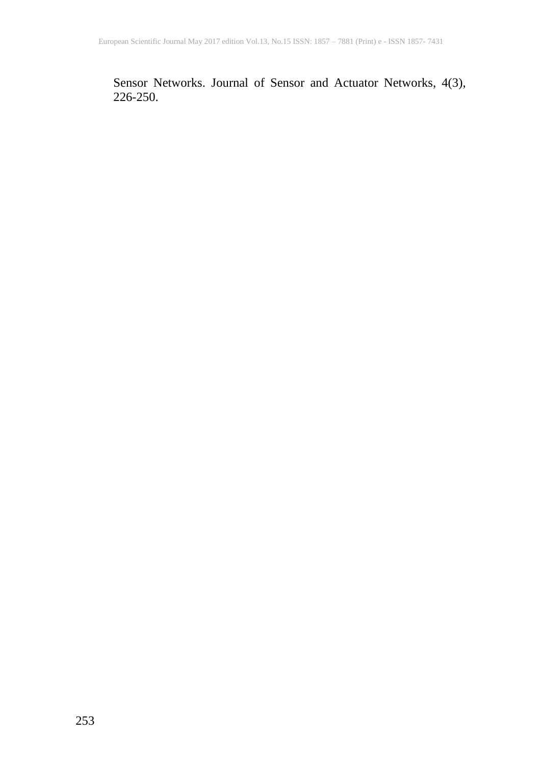Sensor Networks. Journal of Sensor and Actuator Networks, 4(3), 226-250.